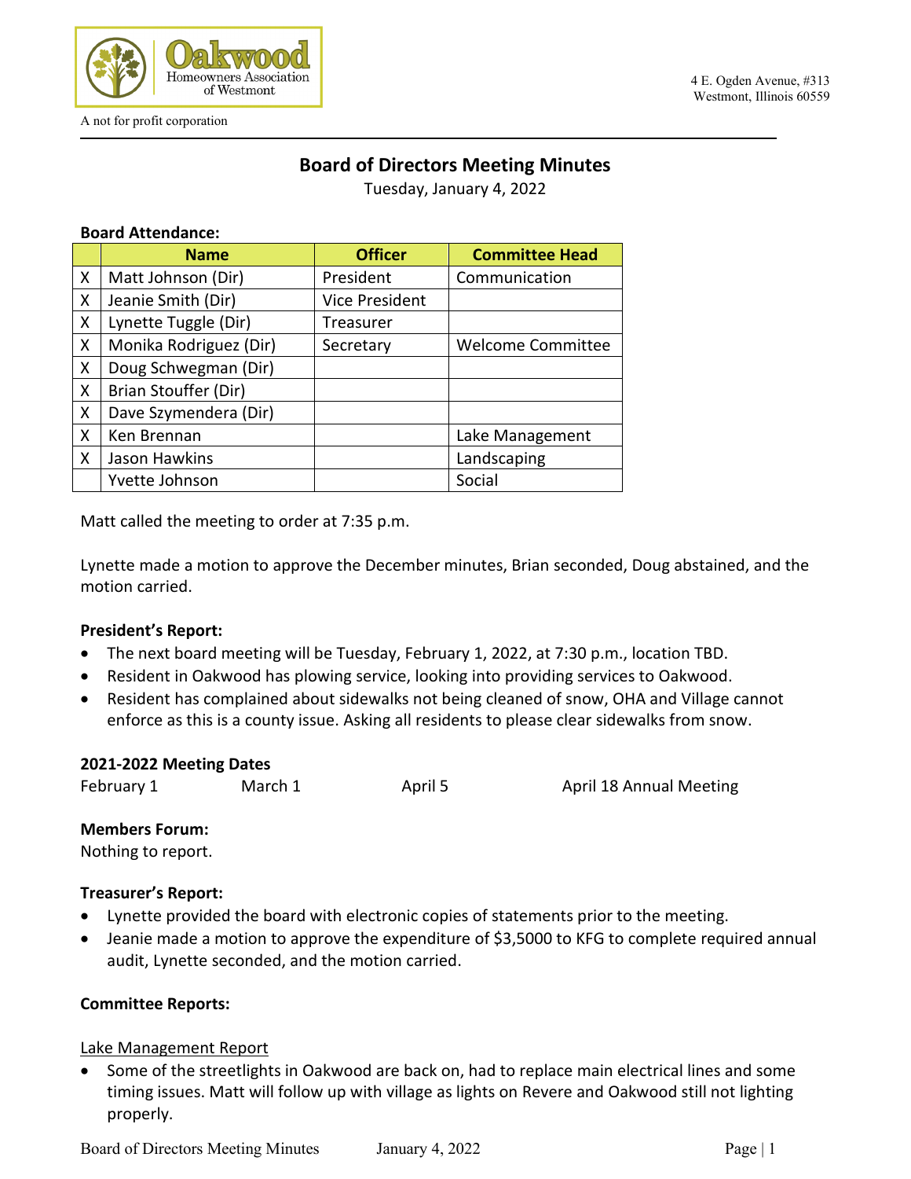Oakwood Homeowners Association of Westmont

A not for profit corporation

4 E. Ogden Avenue, #313
Westmont, Illinois 60559

# Board of Directors Meeting Minutes

Tuesday, January 4, 2022

**Board Attendance:**

| | Name | Officer | Committee Head |
|---|---|---|---|
| X | Matt Johnson (Dir) | President | Communication |
| X | Jeanie Smith (Dir) | Vice President | |
| X | Lynette Tuggle (Dir) | Treasurer | |
| X | Monika Rodriguez (Dir) | Secretary | Welcome Committee |
| X | Doug Schwegman (Dir) | | |
| X | Brian Stouffer (Dir) | | |
| X | Dave Szymendera (Dir) | | |
| X | Ken Brennan | | Lake Management |
| X | Jason Hawkins | | Landscaping |
| | Yvette Johnson | | Social |

Matt called the meeting to order at 7:35 p.m.

Lynette made a motion to approve the December minutes, Brian seconded, Doug abstained, and the motion carried.

**President's Report:**

- The next board meeting will be Tuesday, February 1, 2022, at 7:30 p.m., location TBD.
- Resident in Oakwood has plowing service, looking into providing services to Oakwood.
- Resident has complained about sidewalks not being cleaned of snow, OHA and Village cannot enforce as this is a county issue. Asking all residents to please clear sidewalks from snow.

**2021-2022 Meeting Dates**

February 1 March 1 April 5 April 18 Annual Meeting

**Members Forum:**

Nothing to report.

**Treasurer's Report:**

- Lynette provided the board with electronic copies of statements prior to the meeting.
- Jeanie made a motion to approve the expenditure of $3,5000 to KFG to complete required annual audit, Lynette seconded, and the motion carried.

**Committee Reports:**

Lake Management Report

- Some of the streetlights in Oakwood are back on, had to replace main electrical lines and some timing issues. Matt will follow up with village as lights on Revere and Oakwood still not lighting properly.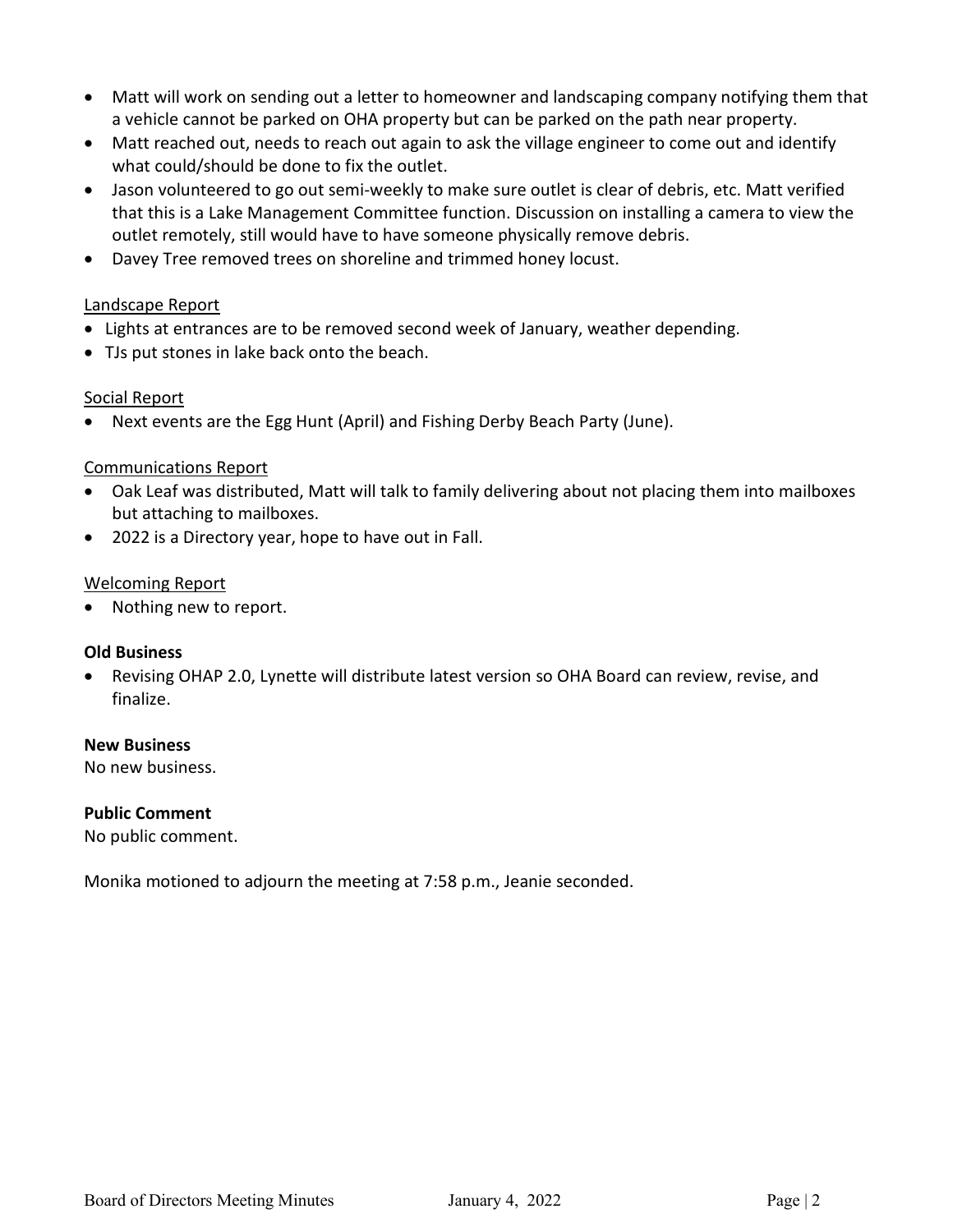- Matt will work on sending out a letter to homeowner and landscaping company notifying them that a vehicle cannot be parked on OHA property but can be parked on the path near property.
- Matt reached out, needs to reach out again to ask the village engineer to come out and identify what could/should be done to fix the outlet.
- Jason volunteered to go out semi-weekly to make sure outlet is clear of debris, etc. Matt verified that this is a Lake Management Committee function. Discussion on installing a camera to view the outlet remotely, still would have to have someone physically remove debris.
- Davey Tree removed trees on shoreline and trimmed honey locust.

Landscape Report

- Lights at entrances are to be removed second week of January, weather depending.
- TJs put stones in lake back onto the beach.

Social Report

- Next events are the Egg Hunt (April) and Fishing Derby Beach Party (June).

Communications Report

- Oak Leaf was distributed, Matt will talk to family delivering about not placing them into mailboxes but attaching to mailboxes.
- 2022 is a Directory year, hope to have out in Fall.

Welcoming Report

- Nothing new to report.

**Old Business**

- Revising OHAP 2.0, Lynette will distribute latest version so OHA Board can review, revise, and finalize.

**New Business**

No new business.

**Public Comment**

No public comment.

Monika motioned to adjourn the meeting at 7:58 p.m., Jeanie seconded.